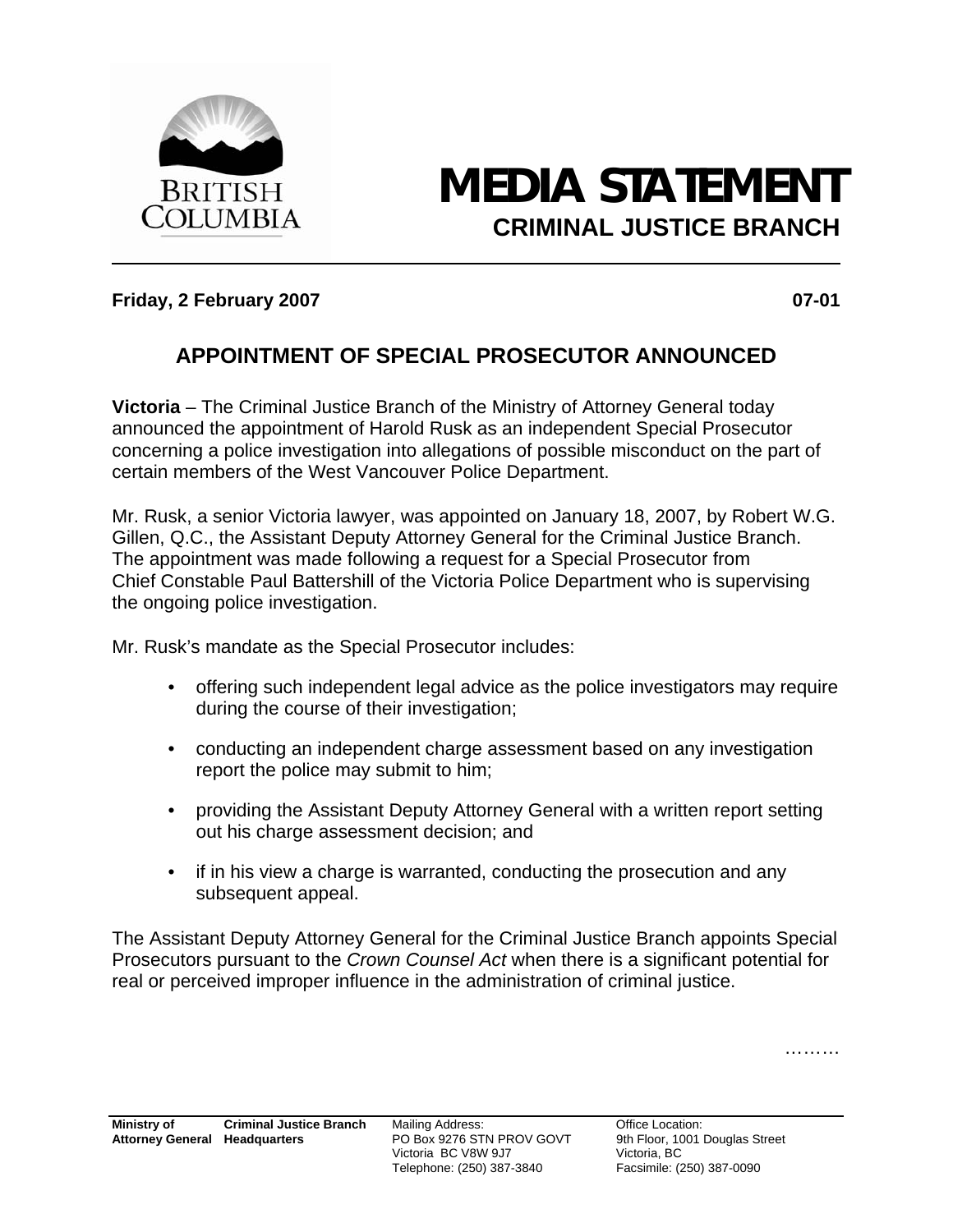BRITISH COLUMBIA

# MEDIA STATEMENT

## CRIMINAL JUSTICE BRANCH

**Friday, 2 February 2007** **07-01**

## APPOINTMENT OF SPECIAL PROSECUTOR ANNOUNCED

**Victoria** – The Criminal Justice Branch of the Ministry of Attorney General today announced the appointment of Harold Rusk as an independent Special Prosecutor concerning a police investigation into allegations of possible misconduct on the part of certain members of the West Vancouver Police Department.

Mr. Rusk, a senior Victoria lawyer, was appointed on January 18, 2007, by Robert W.G. Gillen, Q.C., the Assistant Deputy Attorney General for the Criminal Justice Branch. The appointment was made following a request for a Special Prosecutor from Chief Constable Paul Battershill of the Victoria Police Department who is supervising the ongoing police investigation.

Mr. Rusk's mandate as the Special Prosecutor includes:

- offering such independent legal advice as the police investigators may require during the course of their investigation;
- conducting an independent charge assessment based on any investigation report the police may submit to him;
- providing the Assistant Deputy Attorney General with a written report setting out his charge assessment decision; and
- if in his view a charge is warranted, conducting the prosecution and any subsequent appeal.

The Assistant Deputy Attorney General for the Criminal Justice Branch appoints Special Prosecutors pursuant to the *Crown Counsel Act* when there is a significant potential for real or perceived improper influence in the administration of criminal justice.

………

**Ministry of Attorney General** **Criminal Justice Branch Headquarters** Mailing Address: PO Box 9276 STN PROV GOVT Victoria BC V8W 9J7 Telephone: (250) 387-3840 Office Location: 9th Floor, 1001 Douglas Street Victoria, BC Facsimile: (250) 387-0090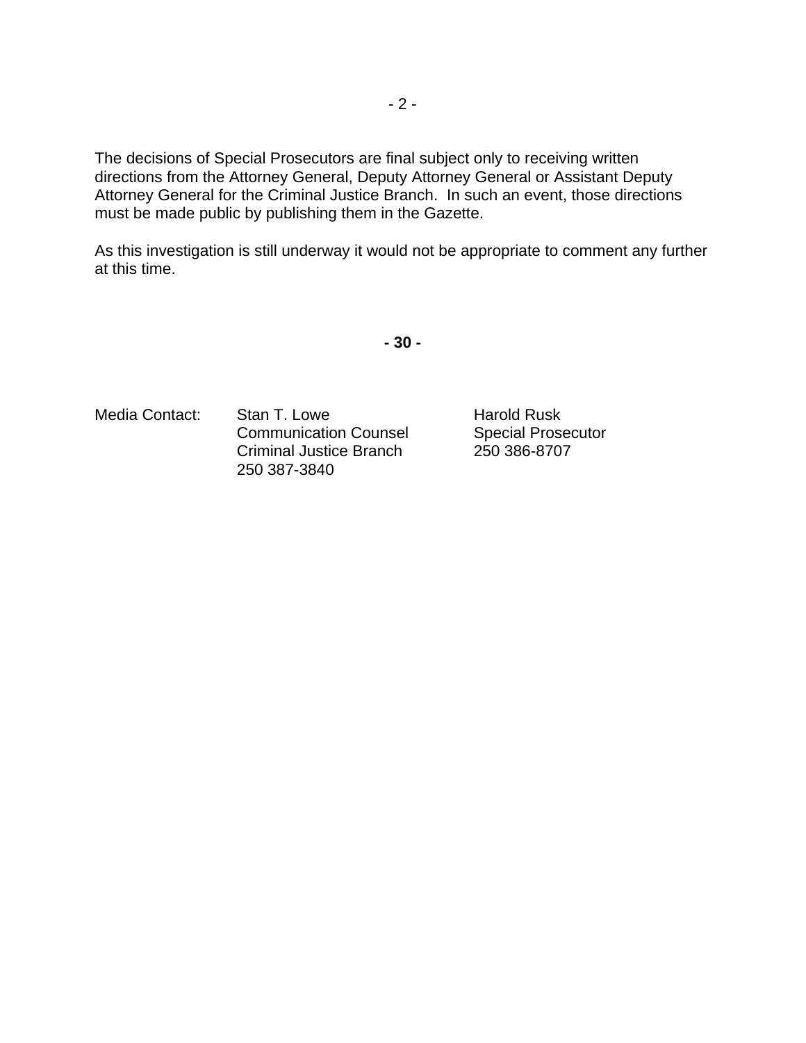The decisions of Special Prosecutors are final subject only to receiving written directions from the Attorney General, Deputy Attorney General or Assistant Deputy Attorney General for the Criminal Justice Branch. In such an event, those directions must be made public by publishing them in the Gazette.

As this investigation is still underway it would not be appropriate to comment any further at this time.

**- 30 -**

| | | |
|---|---|---|
| Media Contact: | Stan T. Lowe<br>Communication Counsel<br>Criminal Justice Branch<br>250 387-3840 | Harold Rusk<br>Special Prosecutor<br>250 386-8707 |